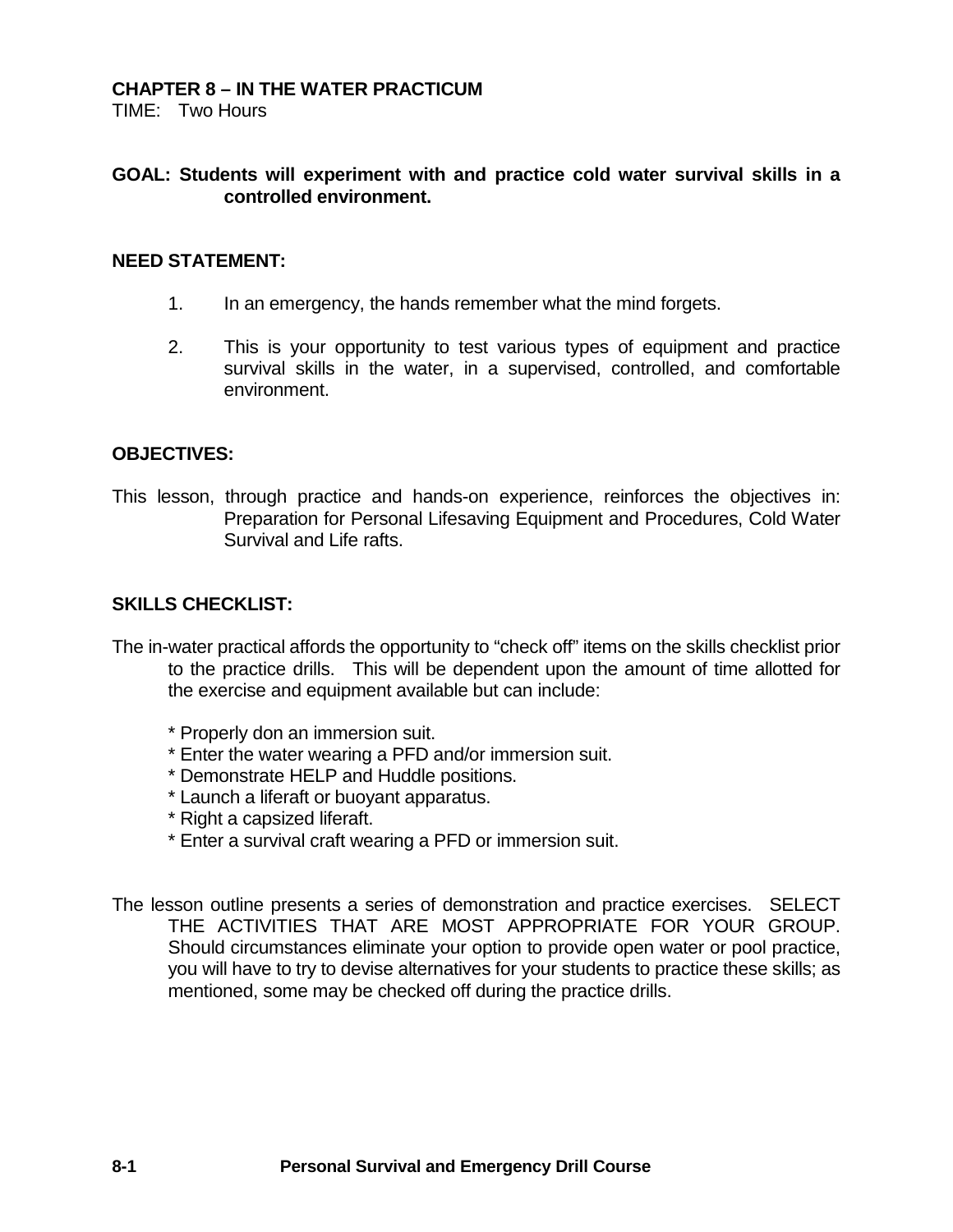# CHAPTER 8 – IN THE WATER PRACTICUM

TIME: Two Hours

**GOAL: Students will experiment with and practice cold water survival skills in a controlled environment.**

**NEED STATEMENT:**

1. In an emergency, the hands remember what the mind forgets.

2. This is your opportunity to test various types of equipment and practice survival skills in the water, in a supervised, controlled, and comfortable environment.

**OBJECTIVES:**

This lesson, through practice and hands-on experience, reinforces the objectives in: Preparation for Personal Lifesaving Equipment and Procedures, Cold Water Survival and Life rafts.

**SKILLS CHECKLIST:**

The in-water practical affords the opportunity to "check off" items on the skills checklist prior to the practice drills. This will be dependent upon the amount of time allotted for the exercise and equipment available but can include:

* Properly don an immersion suit.
* Enter the water wearing a PFD and/or immersion suit.
* Demonstrate HELP and Huddle positions.
* Launch a liferaft or buoyant apparatus.
* Right a capsized liferaft.
* Enter a survival craft wearing a PFD or immersion suit.

The lesson outline presents a series of demonstration and practice exercises. SELECT THE ACTIVITIES THAT ARE MOST APPROPRIATE FOR YOUR GROUP. Should circumstances eliminate your option to provide open water or pool practice, you will have to try to devise alternatives for your students to practice these skills; as mentioned, some may be checked off during the practice drills.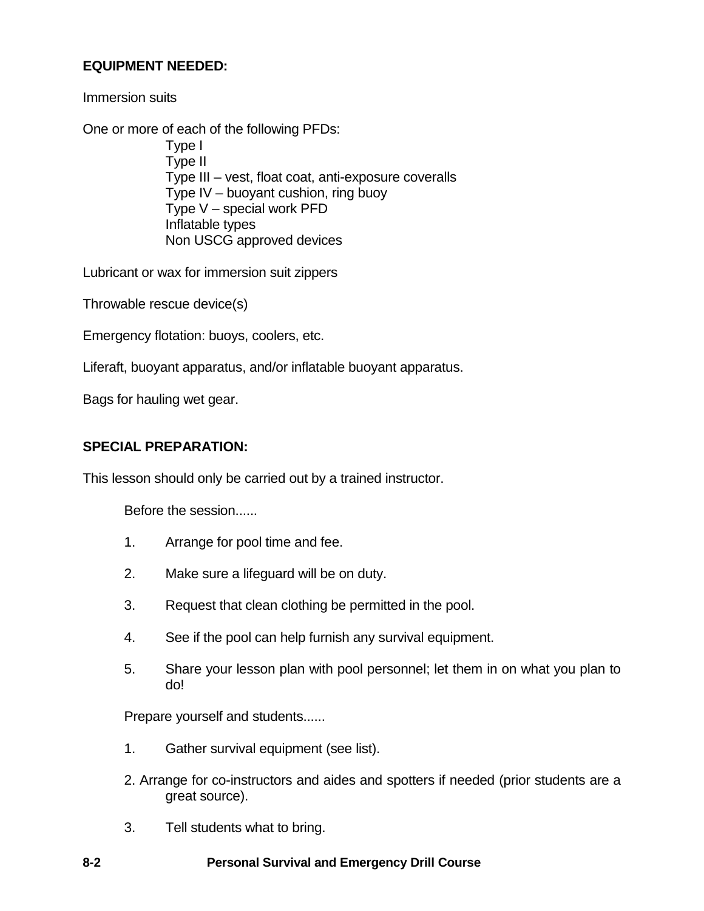**EQUIPMENT NEEDED:**

Immersion suits

One or more of each of the following PFDs:

- Type I
- Type II
- Type III – vest, float coat, anti-exposure coveralls
- Type IV – buoyant cushion, ring buoy
- Type V – special work PFD
- Inflatable types
- Non USCG approved devices

Lubricant or wax for immersion suit zippers

Throwable rescue device(s)

Emergency flotation: buoys, coolers, etc.

Liferaft, buoyant apparatus, and/or inflatable buoyant apparatus.

Bags for hauling wet gear.

**SPECIAL PREPARATION:**

This lesson should only be carried out by a trained instructor.

Before the session......

1. Arrange for pool time and fee.
2. Make sure a lifeguard will be on duty.
3. Request that clean clothing be permitted in the pool.
4. See if the pool can help furnish any survival equipment.
5. Share your lesson plan with pool personnel; let them in on what you plan to do!

Prepare yourself and students......

1. Gather survival equipment (see list).
2. Arrange for co-instructors and aides and spotters if needed (prior students are a great source).
3. Tell students what to bring.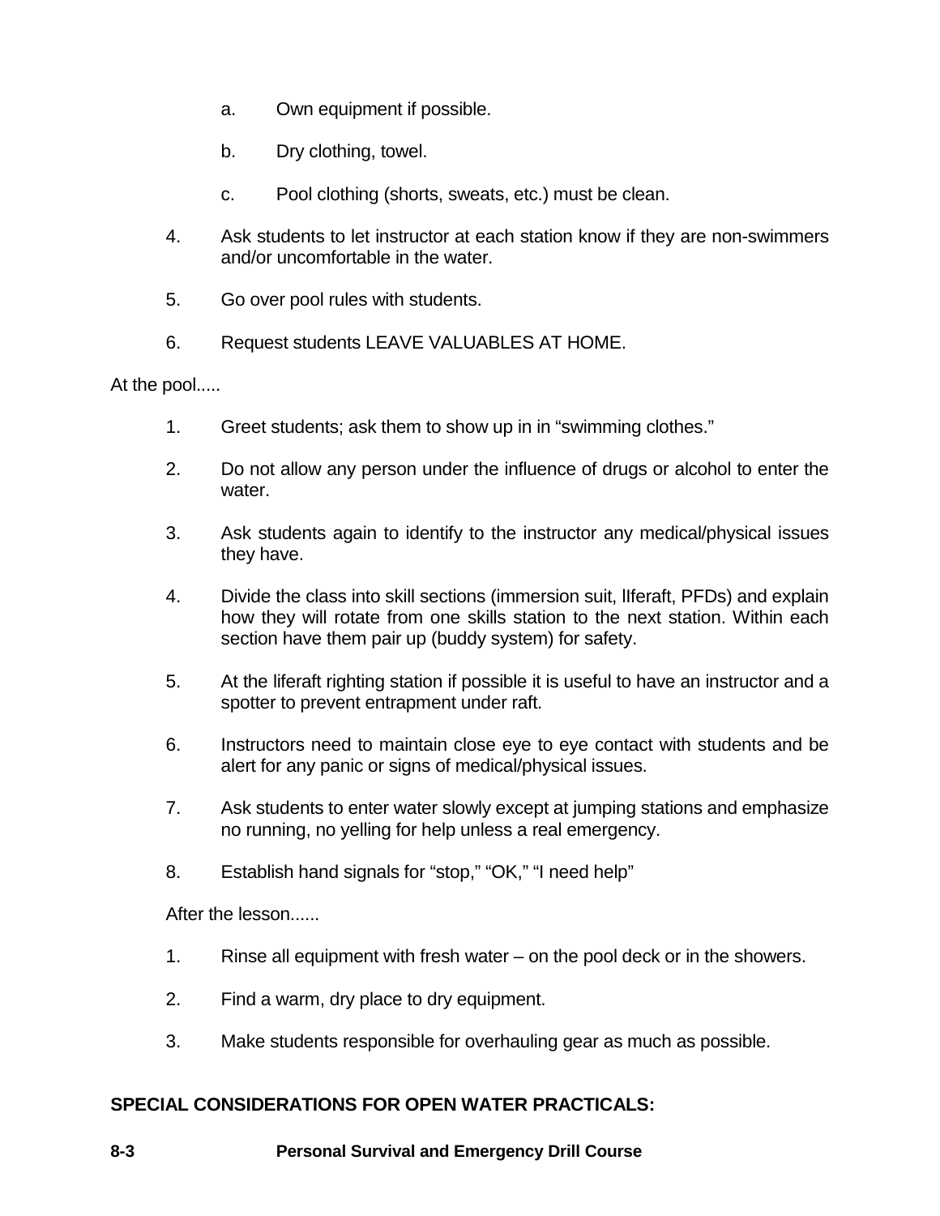a. Own equipment if possible.

b. Dry clothing, towel.

c. Pool clothing (shorts, sweats, etc.) must be clean.

4. Ask students to let instructor at each station know if they are non-swimmers and/or uncomfortable in the water.

5. Go over pool rules with students.

6. Request students LEAVE VALUABLES AT HOME.

At the pool.....

1. Greet students; ask them to show up in in "swimming clothes."

2. Do not allow any person under the influence of drugs or alcohol to enter the water.

3. Ask students again to identify to the instructor any medical/physical issues they have.

4. Divide the class into skill sections (immersion suit, lIferaft, PFDs) and explain how they will rotate from one skills station to the next station. Within each section have them pair up (buddy system) for safety.

5. At the liferaft righting station if possible it is useful to have an instructor and a spotter to prevent entrapment under raft.

6. Instructors need to maintain close eye to eye contact with students and be alert for any panic or signs of medical/physical issues.

7. Ask students to enter water slowly except at jumping stations and emphasize no running, no yelling for help unless a real emergency.

8. Establish hand signals for "stop," "OK," "I need help"

After the lesson......

1. Rinse all equipment with fresh water – on the pool deck or in the showers.

2. Find a warm, dry place to dry equipment.

3. Make students responsible for overhauling gear as much as possible.

**SPECIAL CONSIDERATIONS FOR OPEN WATER PRACTICALS:**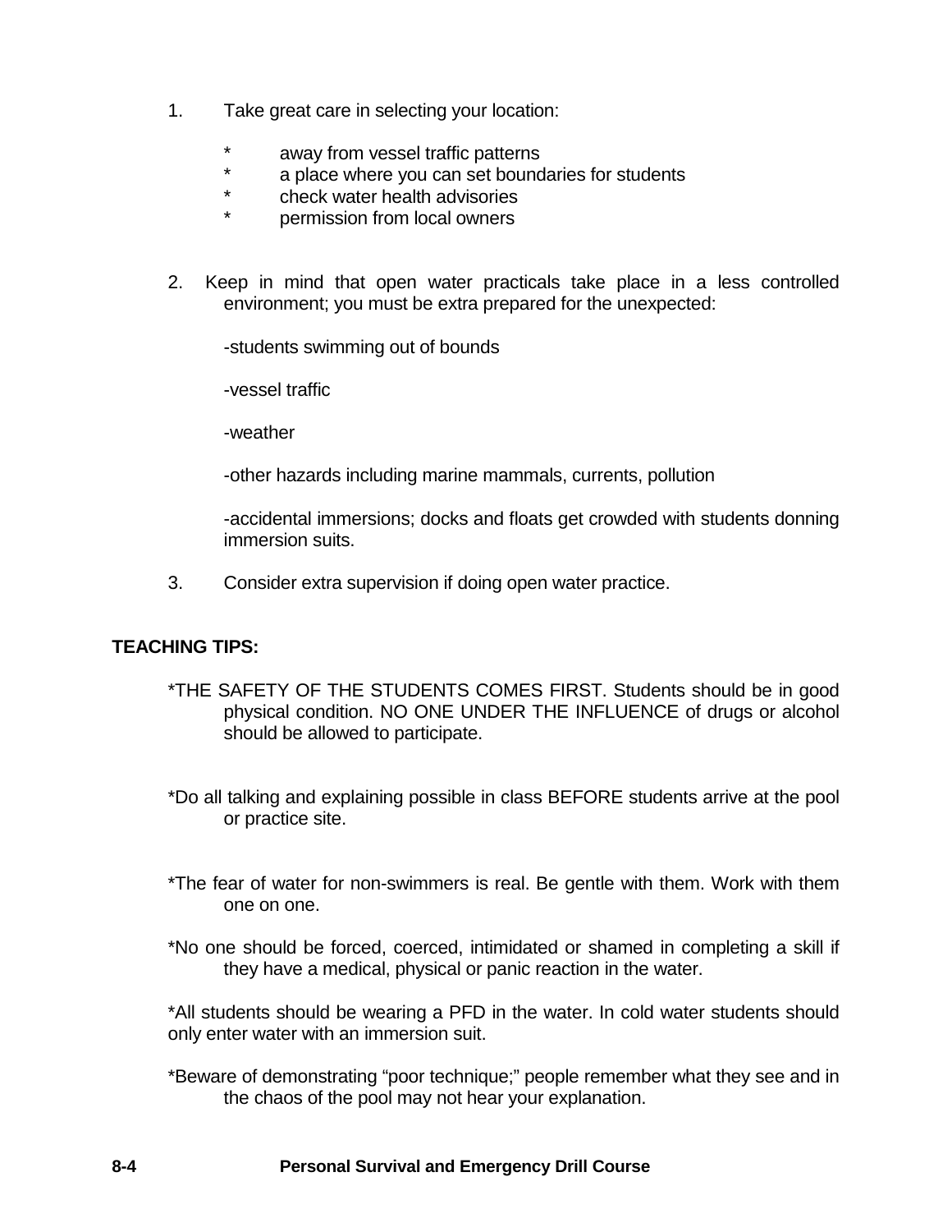1. Take great care in selecting your location:

    * away from vessel traffic patterns
    * a place where you can set boundaries for students
    * check water health advisories
    * permission from local owners

2. Keep in mind that open water practicals take place in a less controlled environment; you must be extra prepared for the unexpected:

    -students swimming out of bounds

    -vessel traffic

    -weather

    -other hazards including marine mammals, currents, pollution

    -accidental immersions; docks and floats get crowded with students donning immersion suits.

3. Consider extra supervision if doing open water practice.

**TEACHING TIPS:**

*THE SAFETY OF THE STUDENTS COMES FIRST. Students should be in good physical condition. NO ONE UNDER THE INFLUENCE of drugs or alcohol should be allowed to participate.

*Do all talking and explaining possible in class BEFORE students arrive at the pool or practice site.

*The fear of water for non-swimmers is real. Be gentle with them. Work with them one on one.

*No one should be forced, coerced, intimidated or shamed in completing a skill if they have a medical, physical or panic reaction in the water.

*All students should be wearing a PFD in the water. In cold water students should only enter water with an immersion suit.

*Beware of demonstrating "poor technique;" people remember what they see and in the chaos of the pool may not hear your explanation.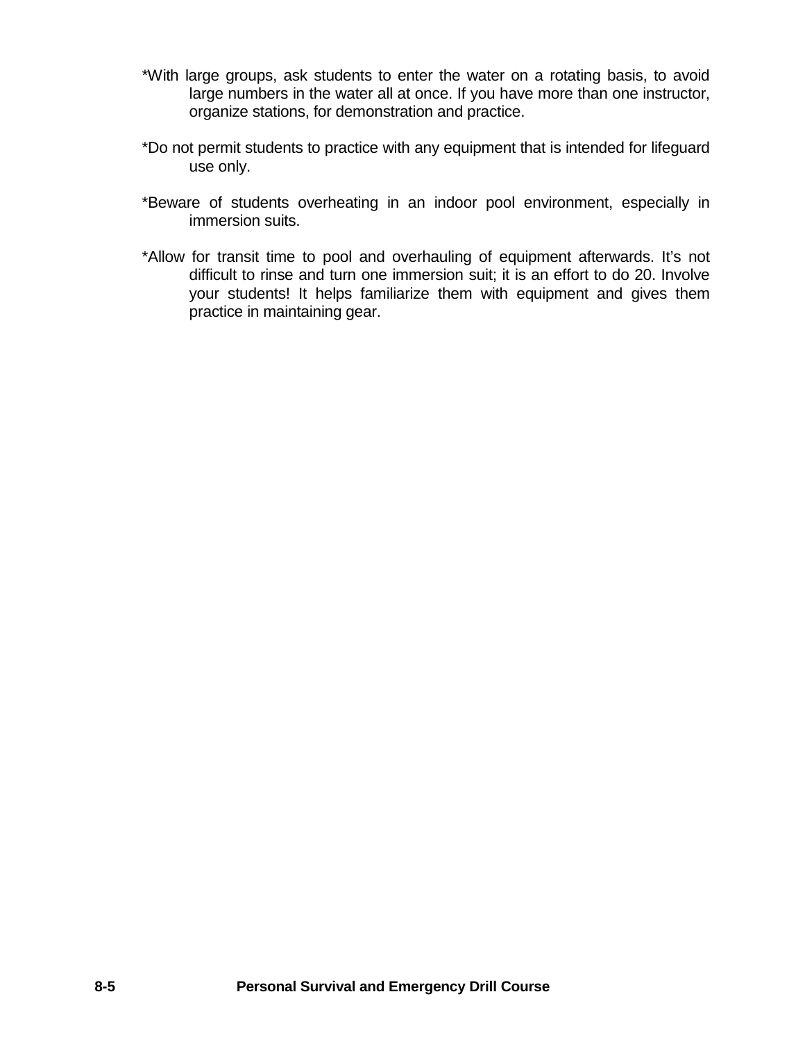*With large groups, ask students to enter the water on a rotating basis, to avoid large numbers in the water all at once. If you have more than one instructor, organize stations, for demonstration and practice.

*Do not permit students to practice with any equipment that is intended for lifeguard use only.

*Beware of students overheating in an indoor pool environment, especially in immersion suits.

*Allow for transit time to pool and overhauling of equipment afterwards. It's not difficult to rinse and turn one immersion suit; it is an effort to do 20. Involve your students! It helps familiarize them with equipment and gives them practice in maintaining gear.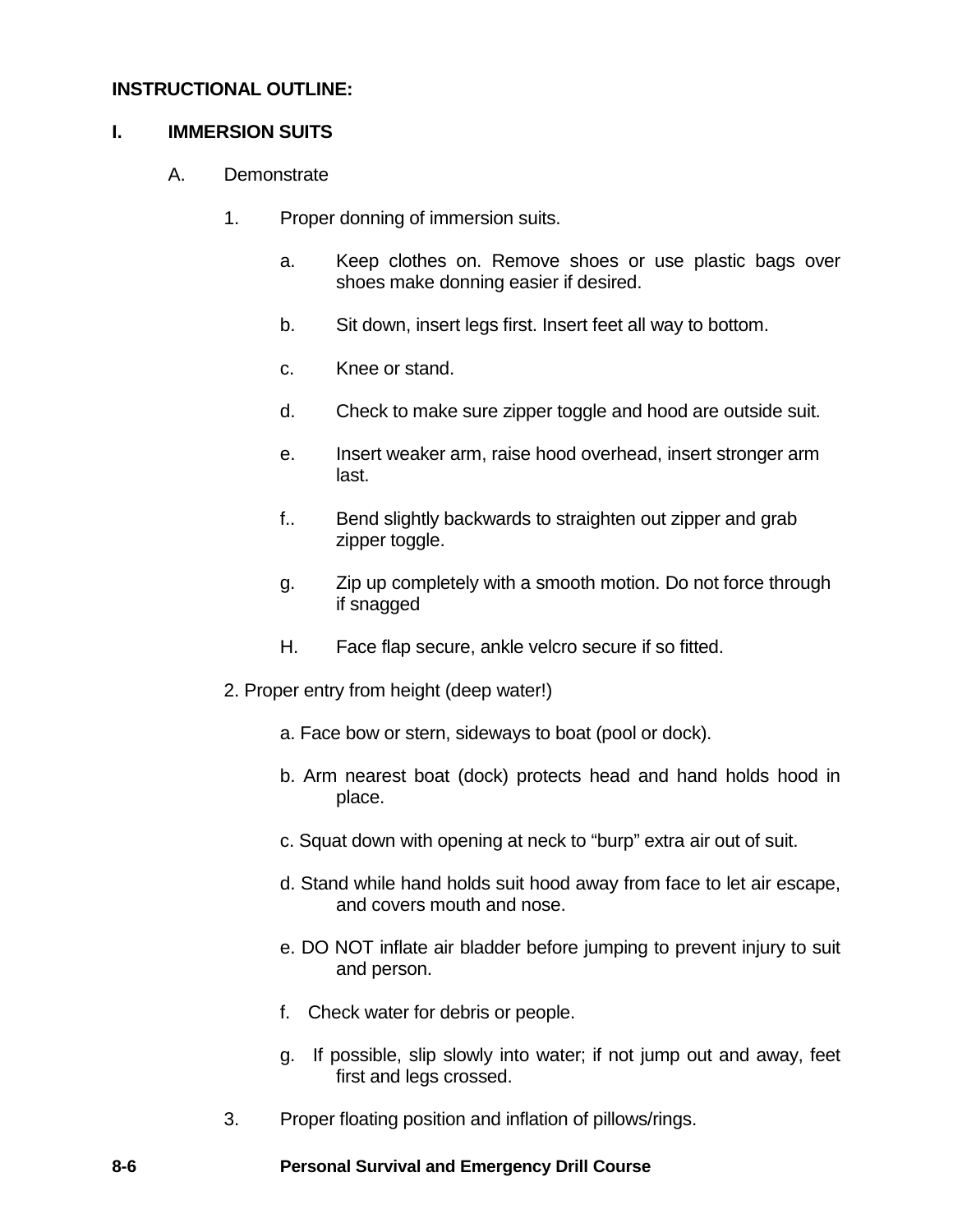**INSTRUCTIONAL OUTLINE:**

**I. IMMERSION SUITS**

A. Demonstrate

1. Proper donning of immersion suits.

   a. Keep clothes on. Remove shoes or use plastic bags over shoes make donning easier if desired.

   b. Sit down, insert legs first. Insert feet all way to bottom.

   c. Knee or stand.

   d. Check to make sure zipper toggle and hood are outside suit.

   e. Insert weaker arm, raise hood overhead, insert stronger arm last.

   f.. Bend slightly backwards to straighten out zipper and grab zipper toggle.

   g. Zip up completely with a smooth motion. Do not force through if snagged

   H. Face flap secure, ankle velcro secure if so fitted.

2. Proper entry from height (deep water!)

   a. Face bow or stern, sideways to boat (pool or dock).

   b. Arm nearest boat (dock) protects head and hand holds hood in place.

   c. Squat down with opening at neck to "burp" extra air out of suit.

   d. Stand while hand holds suit hood away from face to let air escape, and covers mouth and nose.

   e. DO NOT inflate air bladder before jumping to prevent injury to suit and person.

   f. Check water for debris or people.

   g. If possible, slip slowly into water; if not jump out and away, feet first and legs crossed.

3. Proper floating position and inflation of pillows/rings.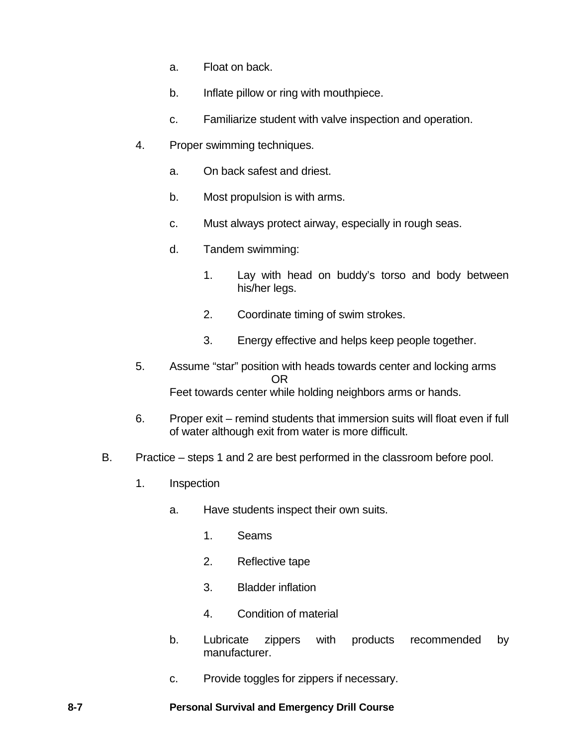a. Float on back.

b. Inflate pillow or ring with mouthpiece.

c. Familiarize student with valve inspection and operation.

4. Proper swimming techniques.

   a. On back safest and driest.

   b. Most propulsion is with arms.

   c. Must always protect airway, especially in rough seas.

   d. Tandem swimming:

      1. Lay with head on buddy's torso and body between his/her legs.

      2. Coordinate timing of swim strokes.

      3. Energy effective and helps keep people together.

5. Assume "star" position with heads towards center and locking arms
   OR
   Feet towards center while holding neighbors arms or hands.

6. Proper exit – remind students that immersion suits will float even if full of water although exit from water is more difficult.

B. Practice – steps 1 and 2 are best performed in the classroom before pool.

   1. Inspection

      a. Have students inspect their own suits.

         1. Seams

         2. Reflective tape

         3. Bladder inflation

         4. Condition of material

      b. Lubricate zippers with products recommended by manufacturer.

      c. Provide toggles for zippers if necessary.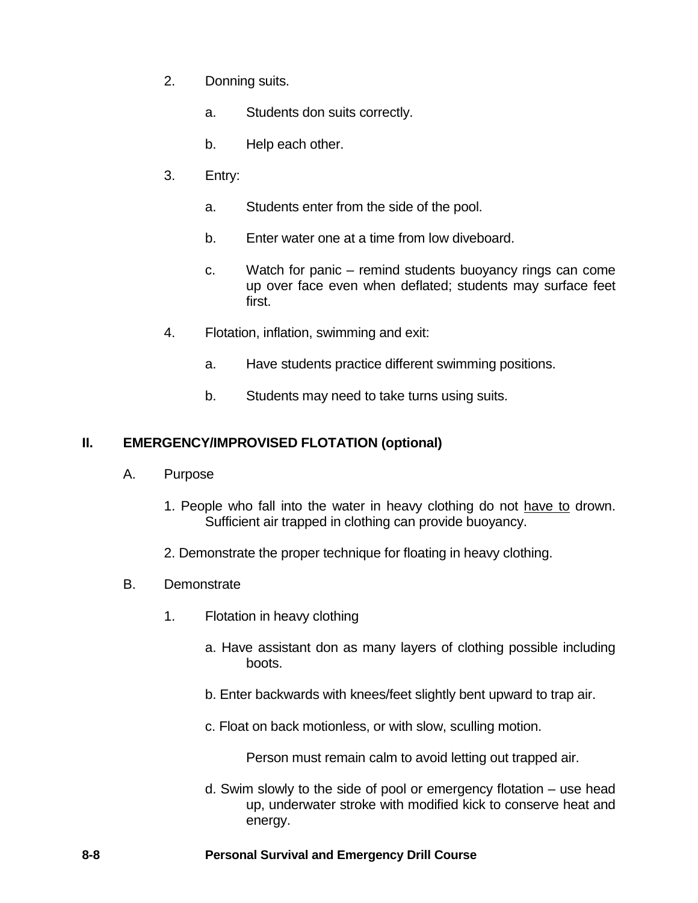2. Donning suits.

   a. Students don suits correctly.

   b. Help each other.

3. Entry:

   a. Students enter from the side of the pool.

   b. Enter water one at a time from low diveboard.

   c. Watch for panic – remind students buoyancy rings can come up over face even when deflated; students may surface feet first.

4. Flotation, inflation, swimming and exit:

   a. Have students practice different swimming positions.

   b. Students may need to take turns using suits.

## II. EMERGENCY/IMPROVISED FLOTATION (optional)

A. Purpose

1. People who fall into the water in heavy clothing do not <u>have to</u> drown. Sufficient air trapped in clothing can provide buoyancy.

2. Demonstrate the proper technique for floating in heavy clothing.

B. Demonstrate

1. Flotation in heavy clothing

   a. Have assistant don as many layers of clothing possible including boots.

   b. Enter backwards with knees/feet slightly bent upward to trap air.

   c. Float on back motionless, or with slow, sculling motion.

      Person must remain calm to avoid letting out trapped air.

   d. Swim slowly to the side of pool or emergency flotation – use head up, underwater stroke with modified kick to conserve heat and energy.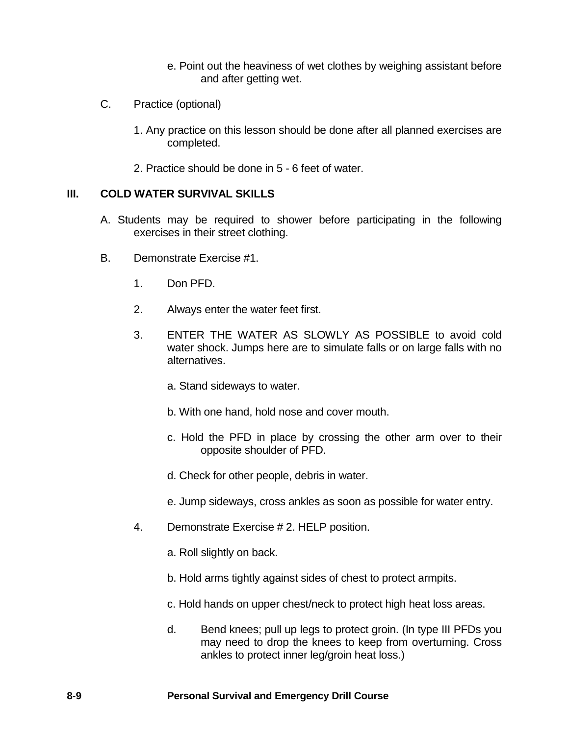e. Point out the heaviness of wet clothes by weighing assistant before and after getting wet.

C. Practice (optional)

1. Any practice on this lesson should be done after all planned exercises are completed.

2. Practice should be done in 5 - 6 feet of water.

## III. COLD WATER SURVIVAL SKILLS

A. Students may be required to shower before participating in the following exercises in their street clothing.

B. Demonstrate Exercise #1.

1. Don PFD.

2. Always enter the water feet first.

3. ENTER THE WATER AS SLOWLY AS POSSIBLE to avoid cold water shock. Jumps here are to simulate falls or on large falls with no alternatives.

   a. Stand sideways to water.

   b. With one hand, hold nose and cover mouth.

   c. Hold the PFD in place by crossing the other arm over to their opposite shoulder of PFD.

   d. Check for other people, debris in water.

   e. Jump sideways, cross ankles as soon as possible for water entry.

4. Demonstrate Exercise # 2. HELP position.

   a. Roll slightly on back.

   b. Hold arms tightly against sides of chest to protect armpits.

   c. Hold hands on upper chest/neck to protect high heat loss areas.

   d. Bend knees; pull up legs to protect groin. (In type III PFDs you may need to drop the knees to keep from overturning. Cross ankles to protect inner leg/groin heat loss.)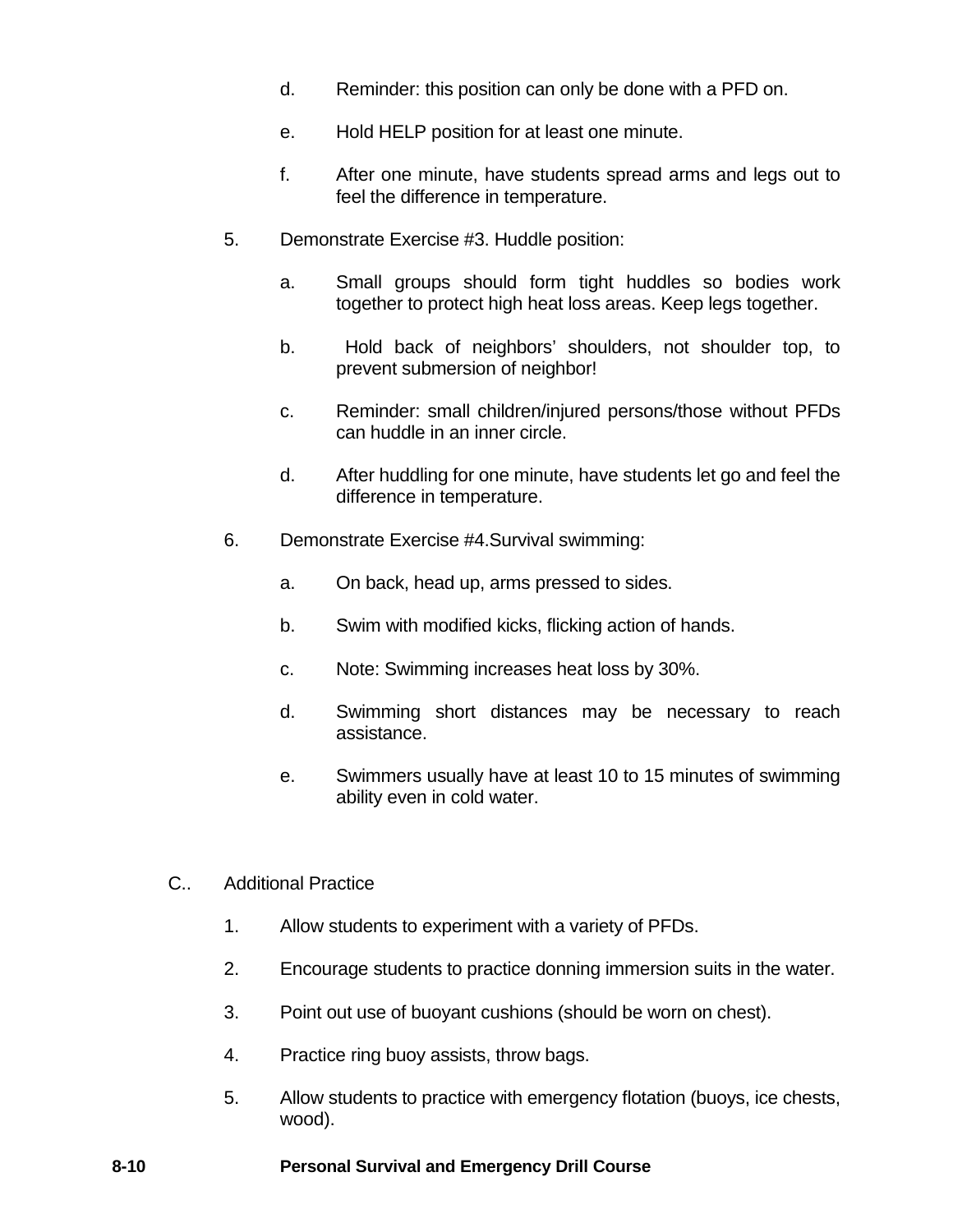d. Reminder: this position can only be done with a PFD on.

e. Hold HELP position for at least one minute.

f. After one minute, have students spread arms and legs out to feel the difference in temperature.

5. Demonstrate Exercise #3. Huddle position:

   a. Small groups should form tight huddles so bodies work together to protect high heat loss areas. Keep legs together.

   b. Hold back of neighbors' shoulders, not shoulder top, to prevent submersion of neighbor!

   c. Reminder: small children/injured persons/those without PFDs can huddle in an inner circle.

   d. After huddling for one minute, have students let go and feel the difference in temperature.

6. Demonstrate Exercise #4.Survival swimming:

   a. On back, head up, arms pressed to sides.

   b. Swim with modified kicks, flicking action of hands.

   c. Note: Swimming increases heat loss by 30%.

   d. Swimming short distances may be necessary to reach assistance.

   e. Swimmers usually have at least 10 to 15 minutes of swimming ability even in cold water.

C.. Additional Practice

1. Allow students to experiment with a variety of PFDs.

2. Encourage students to practice donning immersion suits in the water.

3. Point out use of buoyant cushions (should be worn on chest).

4. Practice ring buoy assists, throw bags.

5. Allow students to practice with emergency flotation (buoys, ice chests, wood).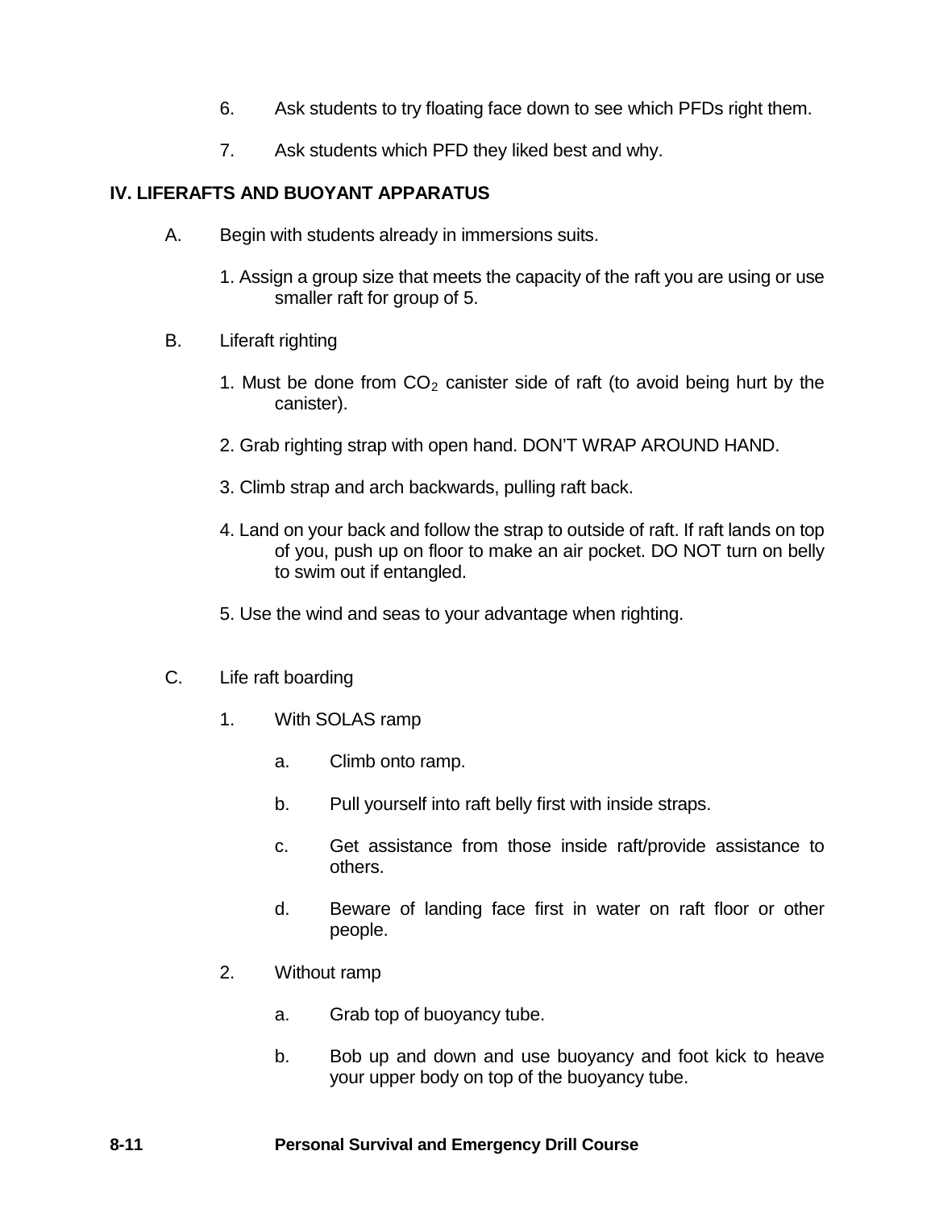6. Ask students to try floating face down to see which PFDs right them.

7. Ask students which PFD they liked best and why.

## IV. LIFERAFTS AND BUOYANT APPARATUS

A. Begin with students already in immersions suits.

   1. Assign a group size that meets the capacity of the raft you are using or use smaller raft for group of 5.

B. Liferaft righting

   1. Must be done from $CO_2$ canister side of raft (to avoid being hurt by the canister).

   2. Grab righting strap with open hand. DON'T WRAP AROUND HAND.

   3. Climb strap and arch backwards, pulling raft back.

   4. Land on your back and follow the strap to outside of raft. If raft lands on top of you, push up on floor to make an air pocket. DO NOT turn on belly to swim out if entangled.

   5. Use the wind and seas to your advantage when righting.

C. Life raft boarding

   1. With SOLAS ramp

      a. Climb onto ramp.

      b. Pull yourself into raft belly first with inside straps.

      c. Get assistance from those inside raft/provide assistance to others.

      d. Beware of landing face first in water on raft floor or other people.

   2. Without ramp

      a. Grab top of buoyancy tube.

      b. Bob up and down and use buoyancy and foot kick to heave your upper body on top of the buoyancy tube.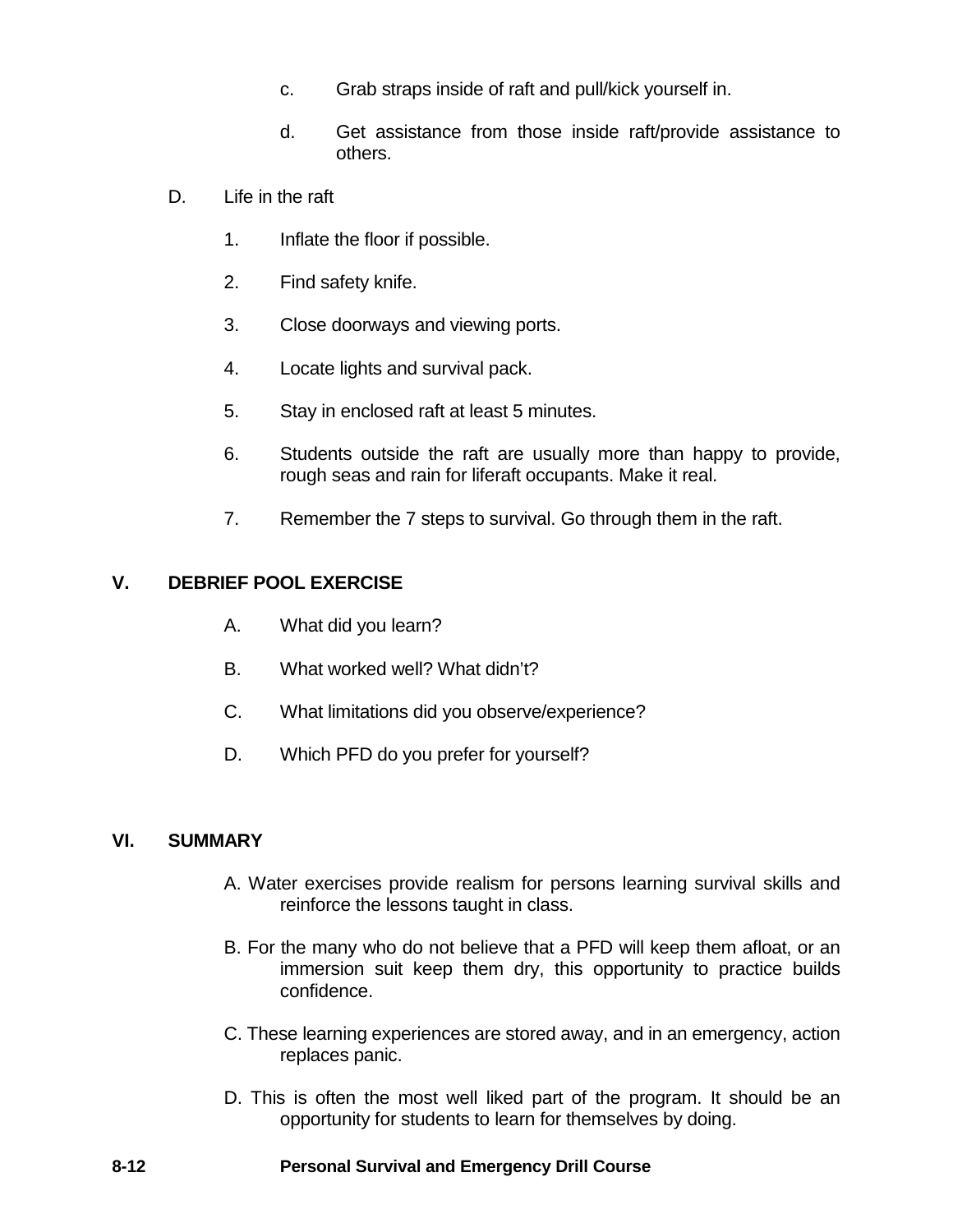c. Grab straps inside of raft and pull/kick yourself in.

d. Get assistance from those inside raft/provide assistance to others.

D. Life in the raft

1. Inflate the floor if possible.
2. Find safety knife.
3. Close doorways and viewing ports.
4. Locate lights and survival pack.
5. Stay in enclosed raft at least 5 minutes.
6. Students outside the raft are usually more than happy to provide, rough seas and rain for liferaft occupants. Make it real.
7. Remember the 7 steps to survival. Go through them in the raft.

## V. DEBRIEF POOL EXERCISE

A. What did you learn?

B. What worked well? What didn't?

C. What limitations did you observe/experience?

D. Which PFD do you prefer for yourself?

## VI. SUMMARY

A. Water exercises provide realism for persons learning survival skills and reinforce the lessons taught in class.

B. For the many who do not believe that a PFD will keep them afloat, or an immersion suit keep them dry, this opportunity to practice builds confidence.

C. These learning experiences are stored away, and in an emergency, action replaces panic.

D. This is often the most well liked part of the program. It should be an opportunity for students to learn for themselves by doing.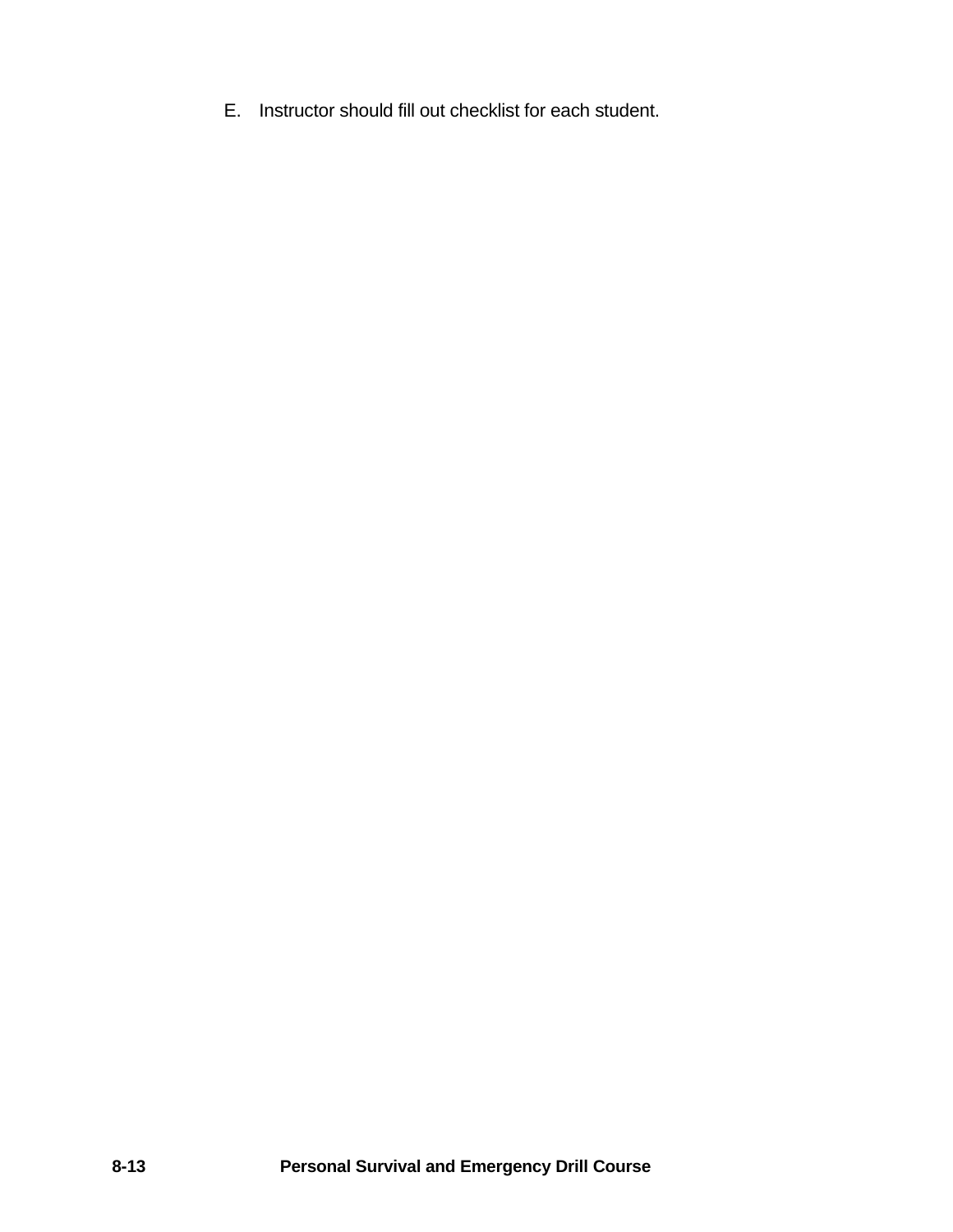E. Instructor should fill out checklist for each student.